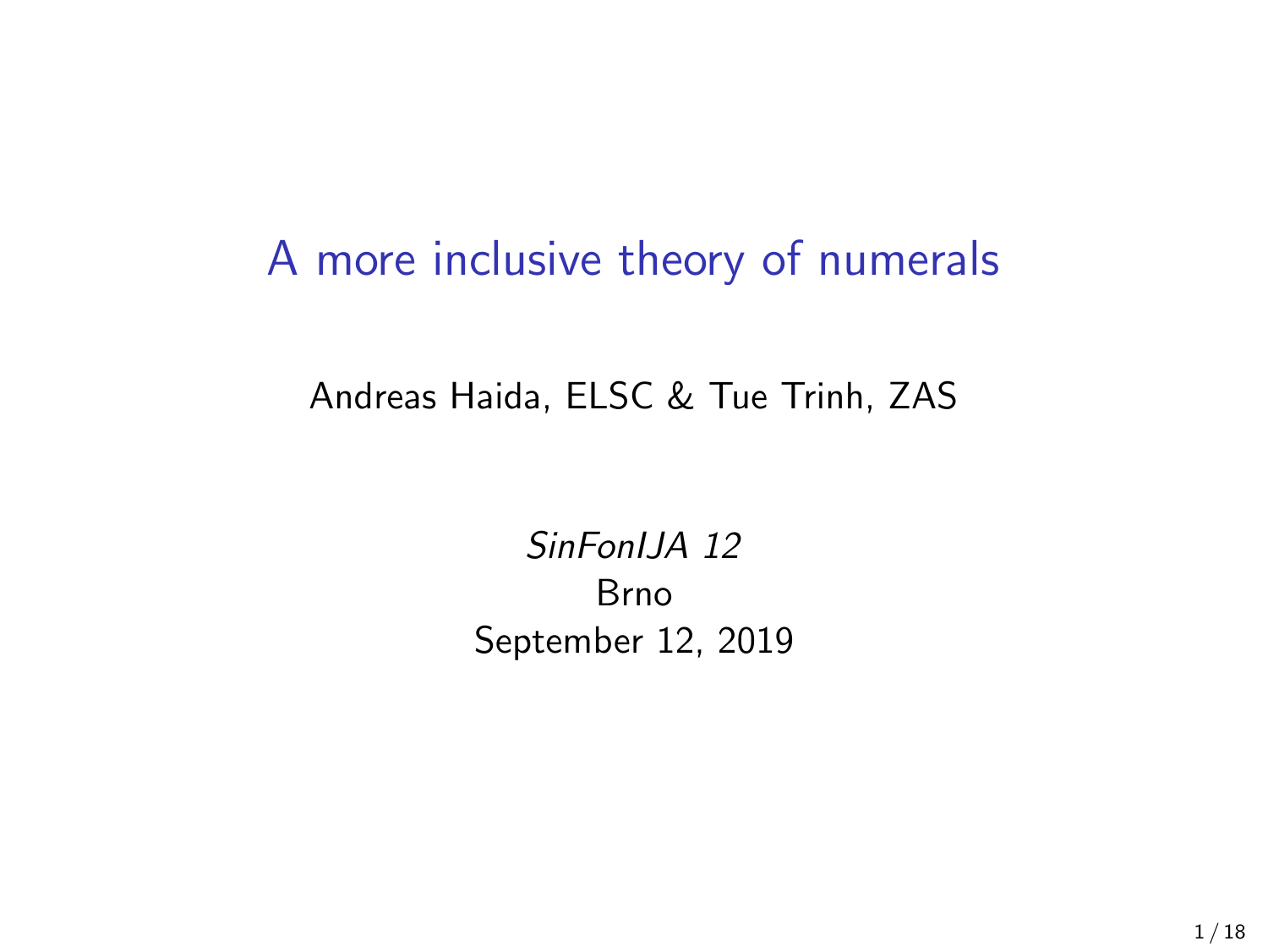# A more inclusive theory of numerals

Andreas Haida, ELSC & Tue Trinh, ZAS

*SinFonIJA 12*
Brno
September 12, 2019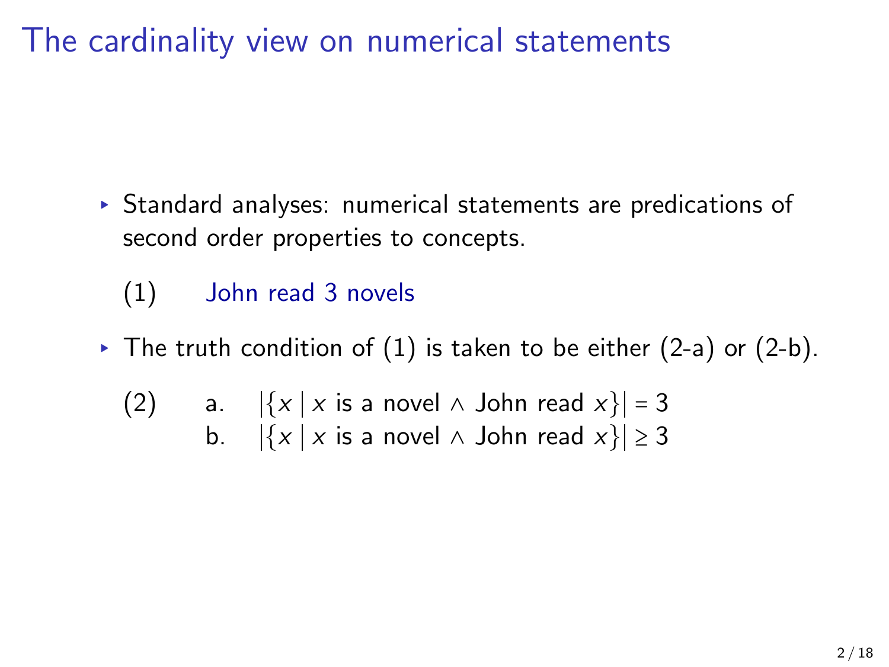# The cardinality view on numerical statements

- Standard analyses: numerical statements are predications of second order properties to concepts.

(1) John read 3 novels

- The truth condition of (1) is taken to be either (2-a) or (2-b).

(2) a. $|\{x \mid x \text{ is a novel} \wedge \text{John read } x\}| = 3$
b. $|\{x \mid x \text{ is a novel} \wedge \text{John read } x\}| \geq 3$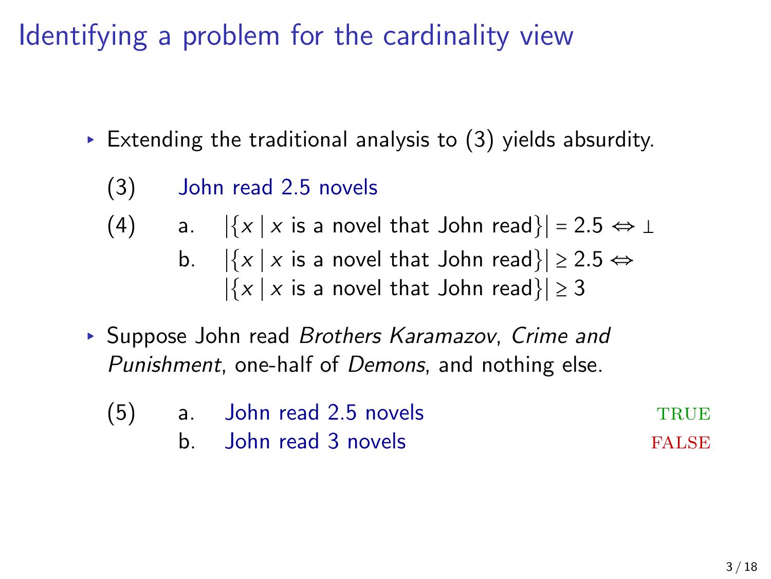# Identifying a problem for the cardinality view

- Extending the traditional analysis to (3) yields absurdity.

(3) John read 2.5 novels

(4)
  a. $|\{x \mid x \text{ is a novel that John read}\}| = 2.5 \Leftrightarrow \bot$
  b. $|\{x \mid x \text{ is a novel that John read}\}| \geq 2.5 \Leftrightarrow$ $|\{x \mid x \text{ is a novel that John read}\}| \geq 3$

- Suppose John read *Brothers Karamazov*, *Crime and Punishment*, one-half of *Demons*, and nothing else.

(5)
  a. John read 2.5 novels — TRUE
  b. John read 3 novels — FALSE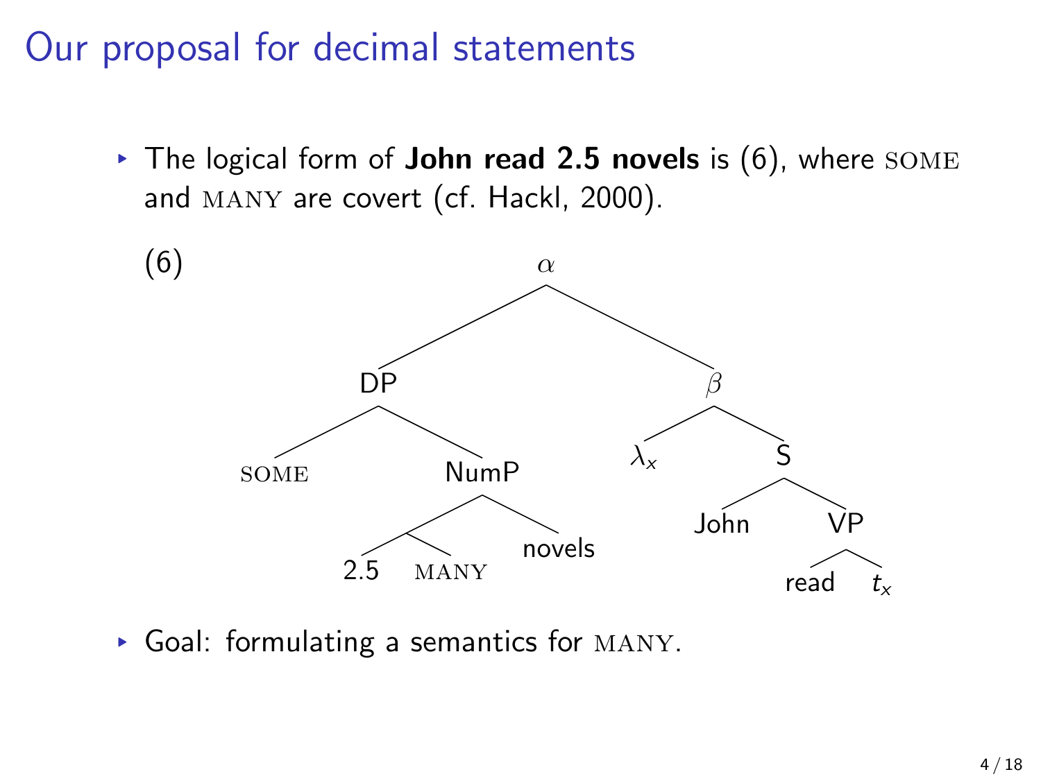# Our proposal for decimal statements

- The logical form of **John read 2.5 novels** is (6), where SOME and MANY are covert (cf. Hackl, 2000).

(6)

```
                α
        ________|________
       DP                β
    ___|___           ___|___
 SOME    NumP       λx       S
       ___|___            ___|___
      /       \         John     VP
   __/__     novels           ___|___
  2.5  MANY                 read     t_x
```

- Goal: formulating a semantics for MANY.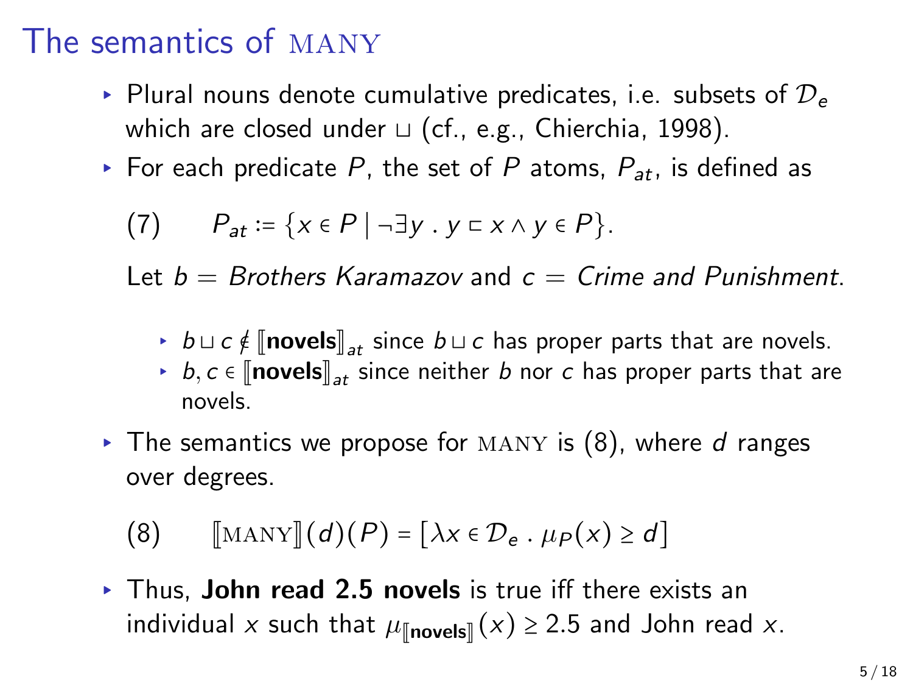# The semantics of MANY

- Plural nouns denote cumulative predicates, i.e. subsets of $\mathcal{D}_e$ which are closed under $\sqcup$ (cf., e.g., Chierchia, 1998).
- For each predicate $P$, the set of $P$ atoms, $P_{at}$, is defined as

  (7) $P_{at} := \{x \in P \mid \neg\exists y \,.\, y \sqsubset x \wedge y \in P\}$.

  Let $b$ = *Brothers Karamazov* and $c$ = *Crime and Punishment*.

  - $b \sqcup c \notin [\![\textbf{novels}]\!]_{at}$ since $b \sqcup c$ has proper parts that are novels.
  - $b, c \in [\![\textbf{novels}]\!]_{at}$ since neither $b$ nor $c$ has proper parts that are novels.

- The semantics we propose for MANY is (8), where $d$ ranges over degrees.

  (8) $[\![\text{MANY}]\!](d)(P) = [\lambda x \in \mathcal{D}_e \,.\, \mu_P(x) \geq d]$

- Thus, **John read 2.5 novels** is true iff there exists an individual $x$ such that $\mu_{[\![\textbf{novels}]\!]}(x) \geq 2.5$ and John read $x$.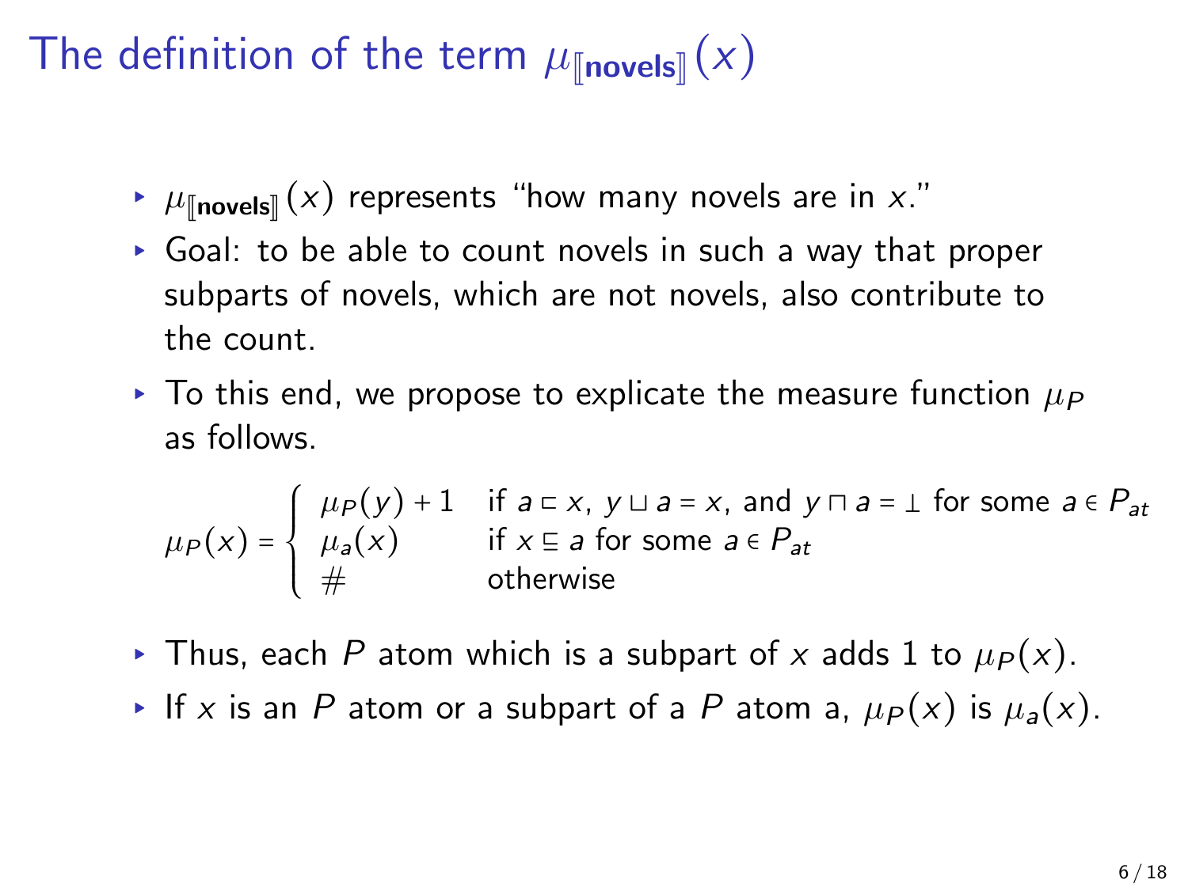# The definition of the term $\mu_{[\![\textbf{novels}]\!]}(x)$

- $\mu_{[\![\textbf{novels}]\!]}(x)$ represents "how many novels are in $x$."
- Goal: to be able to count novels in such a way that proper subparts of novels, which are not novels, also contribute to the count.
- To this end, we propose to explicate the measure function $\mu_P$ as follows.

$$\mu_P(x) = \begin{cases} \mu_P(y) + 1 & \text{if } a \sqsubset x,\ y \sqcup a = x, \text{ and } y \sqcap a = \bot \text{ for some } a \in P_{at} \\ \mu_a(x) & \text{if } x \sqsubseteq a \text{ for some } a \in P_{at} \\ \# & \text{otherwise} \end{cases}$$

- Thus, each $P$ atom which is a subpart of $x$ adds 1 to $\mu_P(x)$.
- If $x$ is an $P$ atom or a subpart of a $P$ atom a, $\mu_P(x)$ is $\mu_a(x)$.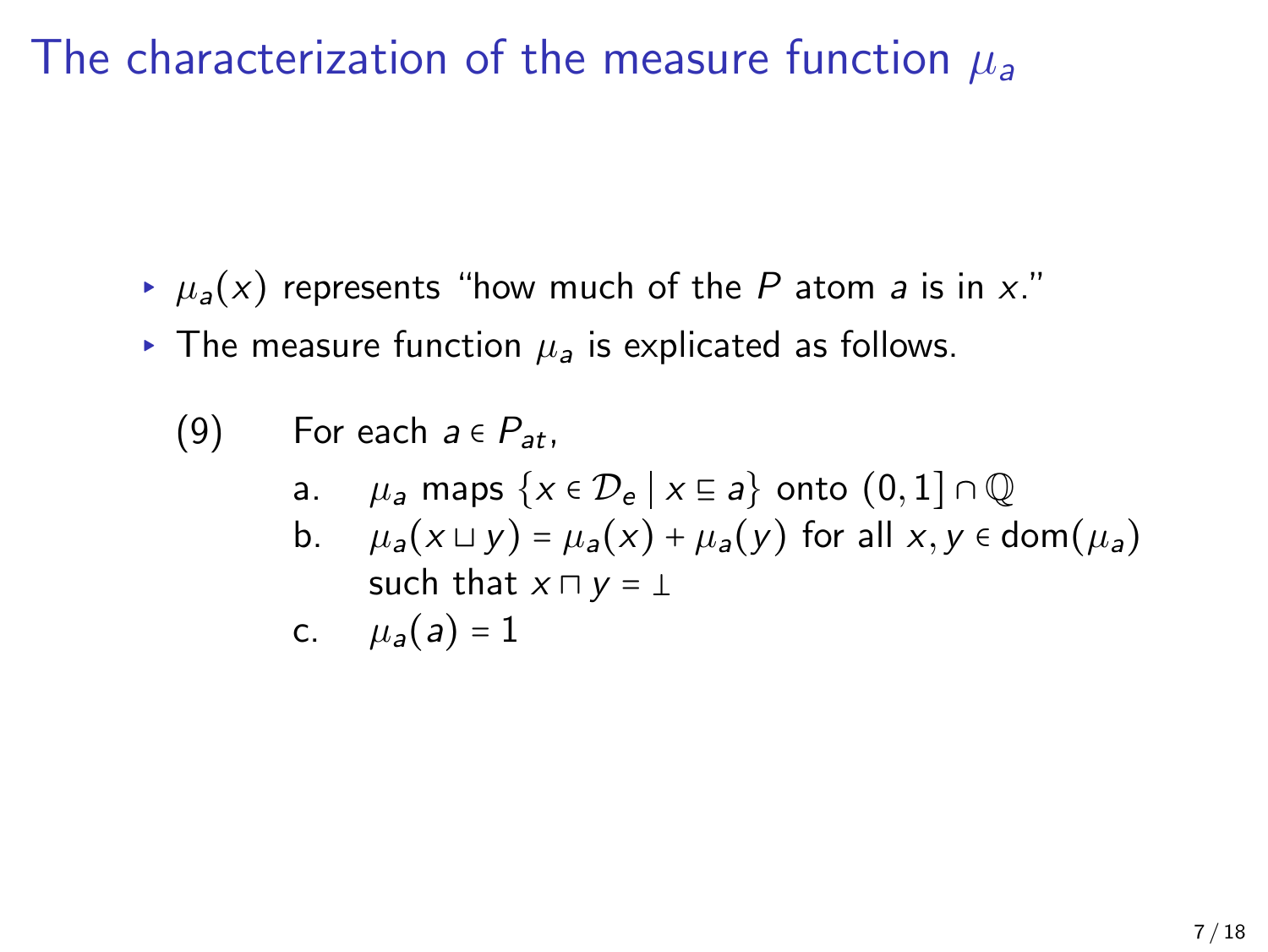# The characterization of the measure function $\mu_a$

- $\mu_a(x)$ represents "how much of the $P$ atom $a$ is in $x$."
- The measure function $\mu_a$ is explicated as follows.

(9) For each $a \in P_{at}$,

a. $\mu_a$ maps $\{x \in \mathcal{D}_e \mid x \sqsubseteq a\}$ onto $(0, 1] \cap \mathbb{Q}$

b. $\mu_a(x \sqcup y) = \mu_a(x) + \mu_a(y)$ for all $x, y \in \text{dom}(\mu_a)$ such that $x \sqcap y = \bot$

c. $\mu_a(a) = 1$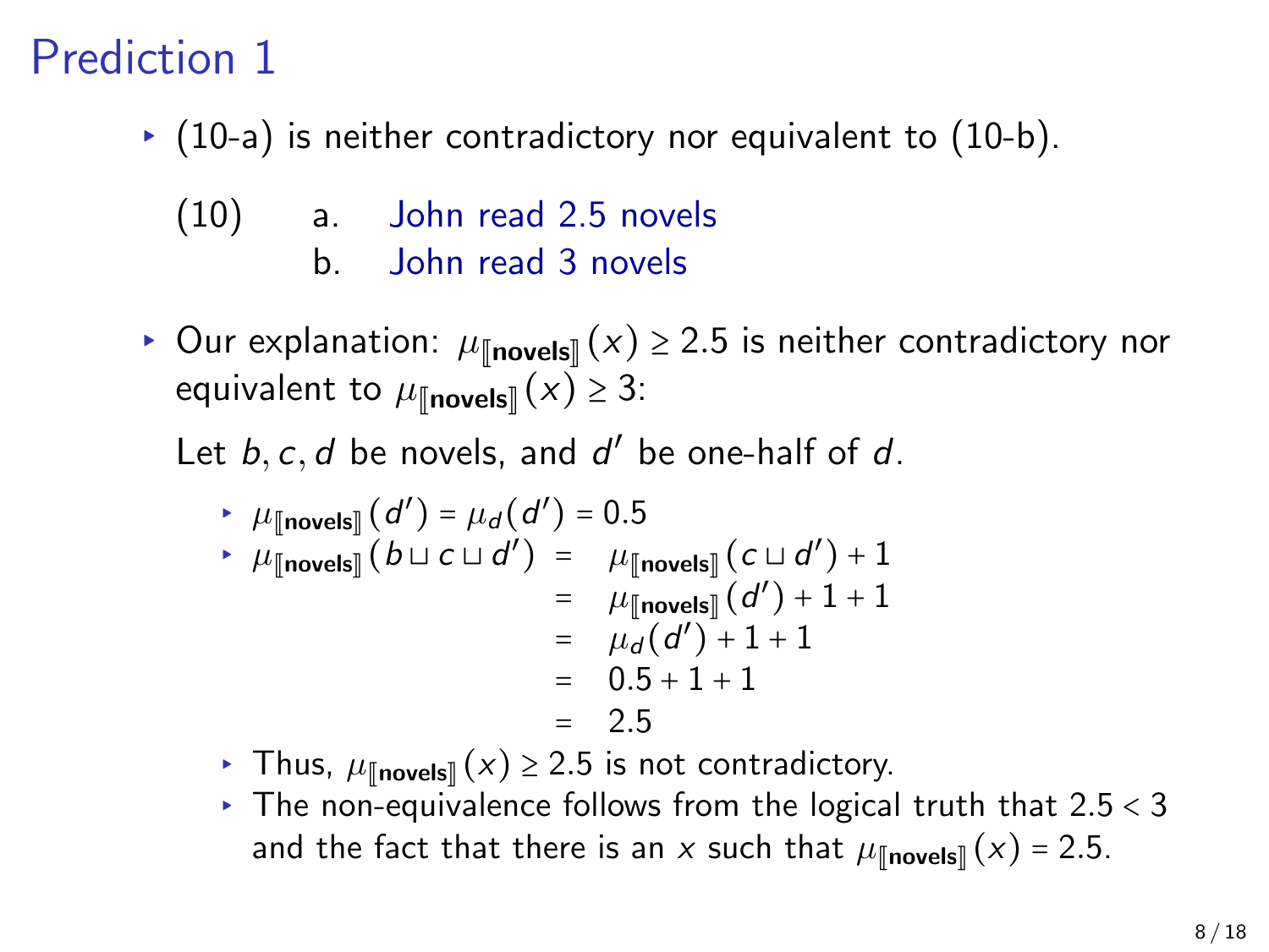# Prediction 1

- (10-a) is neither contradictory nor equivalent to (10-b).

  (10) a. John read 2.5 novels
  
  b. John read 3 novels

- Our explanation: $\mu_{[\![\textbf{novels}]\!]}(x) \geq 2.5$ is neither contradictory nor equivalent to $\mu_{[\![\textbf{novels}]\!]}(x) \geq 3$:

  Let $b, c, d$ be novels, and $d'$ be one-half of $d$.

  - $\mu_{[\![\textbf{novels}]\!]}(d') = \mu_d(d') = 0.5$
  - $$\begin{aligned} \mu_{[\![\textbf{novels}]\!]}(b \sqcup c \sqcup d') &= \mu_{[\![\textbf{novels}]\!]}(c \sqcup d') + 1 \\ &= \mu_{[\![\textbf{novels}]\!]}(d') + 1 + 1 \\ &= \mu_d(d') + 1 + 1 \\ &= 0.5 + 1 + 1 \\ &= 2.5 \end{aligned}$$
  - Thus, $\mu_{[\![\textbf{novels}]\!]}(x) \geq 2.5$ is not contradictory.
  - The non-equivalence follows from the logical truth that $2.5 < 3$ and the fact that there is an $x$ such that $\mu_{[\![\textbf{novels}]\!]}(x) = 2.5$.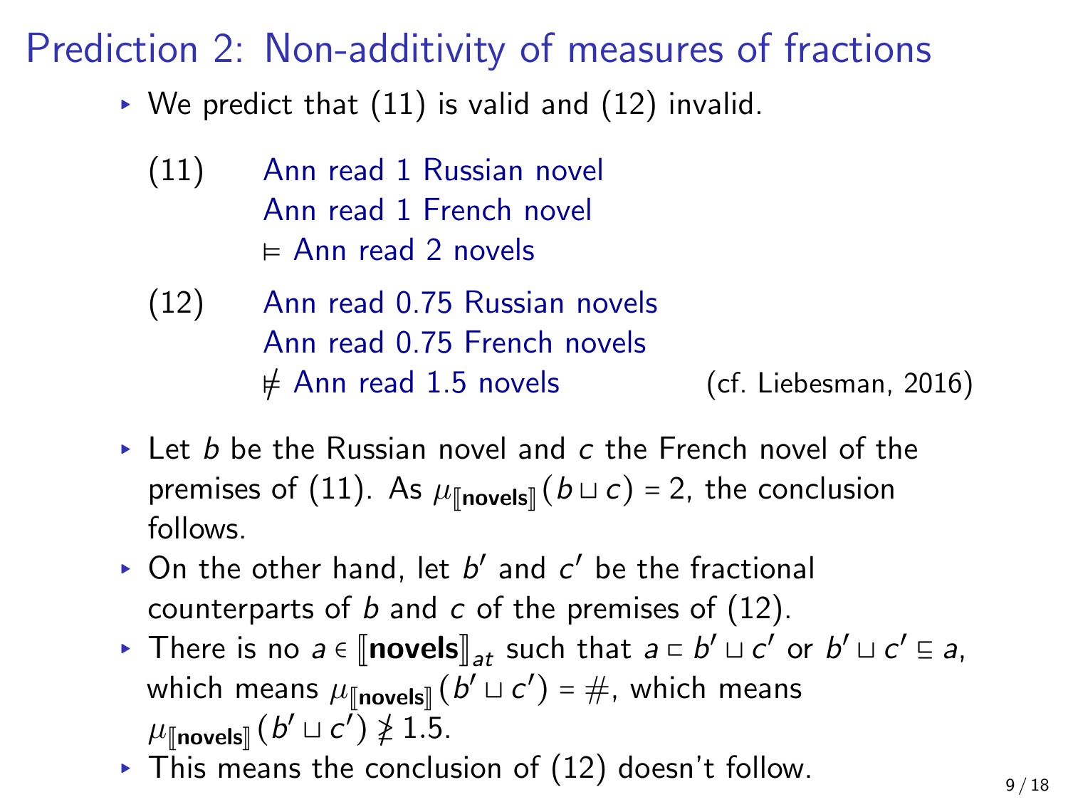# Prediction 2: Non-additivity of measures of fractions

- We predict that (11) is valid and (12) invalid.

(11) Ann read 1 Russian novel  
Ann read 1 French novel  
$\vDash$ Ann read 2 novels

(12) Ann read 0.75 Russian novels  
Ann read 0.75 French novels  
$\nvDash$ Ann read 1.5 novels (cf. Liebesman, 2016)

- Let $b$ be the Russian novel and $c$ the French novel of the premises of (11). As $\mu_{[\![\textbf{novels}]\!]}(b \sqcup c) = 2$, the conclusion follows.
- On the other hand, let $b'$ and $c'$ be the fractional counterparts of $b$ and $c$ of the premises of (12).
- There is no $a \in [\![\textbf{novels}]\!]_{at}$ such that $a \sqsubset b' \sqcup c'$ or $b' \sqcup c' \sqsubseteq a$, which means $\mu_{[\![\textbf{novels}]\!]}(b' \sqcup c') = \#$, which means $\mu_{[\![\textbf{novels}]\!]}(b' \sqcup c') \ngeq 1.5$.
- This means the conclusion of (12) doesn't follow.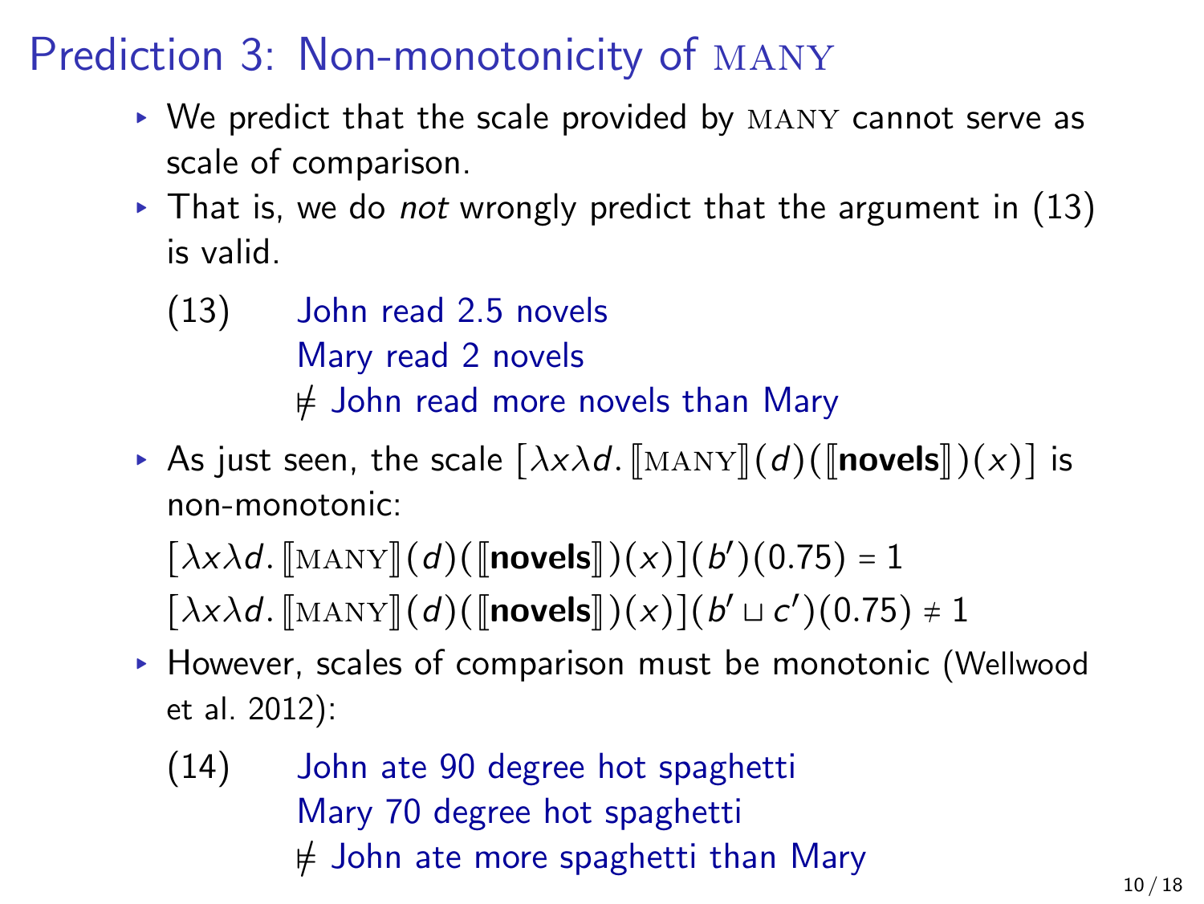# Prediction 3: Non-monotonicity of MANY

- We predict that the scale provided by MANY cannot serve as scale of comparison.
- That is, we do *not* wrongly predict that the argument in (13) is valid.

(13) John read 2.5 novels
Mary read 2 novels
$\not\models$ John read more novels than Mary

- As just seen, the scale $[\lambda x \lambda d. [\![\text{MANY}]\!](d)([\![\textbf{novels}]\!])(x)]$ is non-monotonic:

$[\lambda x \lambda d. [\![\text{MANY}]\!](d)([\![\textbf{novels}]\!])(x)](b')(0.75) = 1$
$[\lambda x \lambda d. [\![\text{MANY}]\!](d)([\![\textbf{novels}]\!])(x)](b' \sqcup c')(0.75) \neq 1$

- However, scales of comparison must be monotonic (Wellwood et al. 2012):

(14) John ate 90 degree hot spaghetti
Mary 70 degree hot spaghetti
$\not\models$ John ate more spaghetti than Mary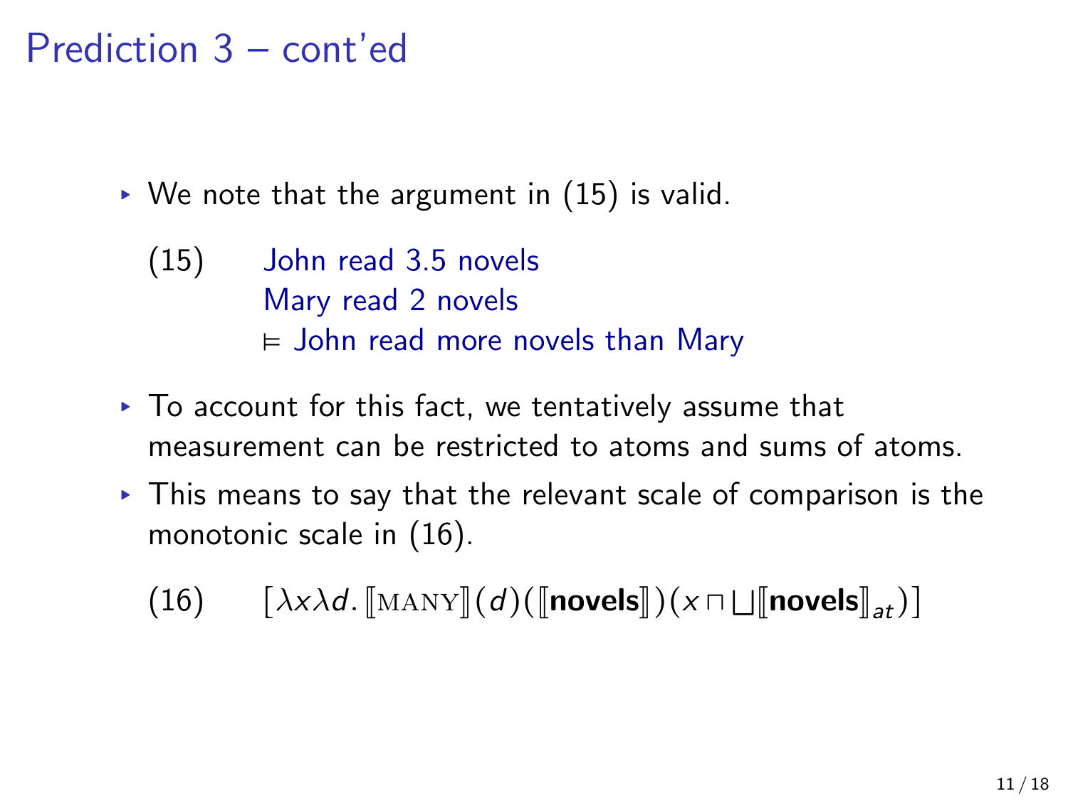# Prediction 3 – cont'ed

- We note that the argument in (15) is valid.

  (15) John read 3.5 novels  
  Mary read 2 novels  
  $\vDash$ John read more novels than Mary

- To account for this fact, we tentatively assume that measurement can be restricted to atoms and sums of atoms.
- This means to say that the relevant scale of comparison is the monotonic scale in (16).

  (16) $[\lambda x \lambda d. [\![\textsc{many}]\!](d)([\![\textbf{novels}]\!])(x \sqcap \bigsqcup [\![\textbf{novels}]\!]_{at})]$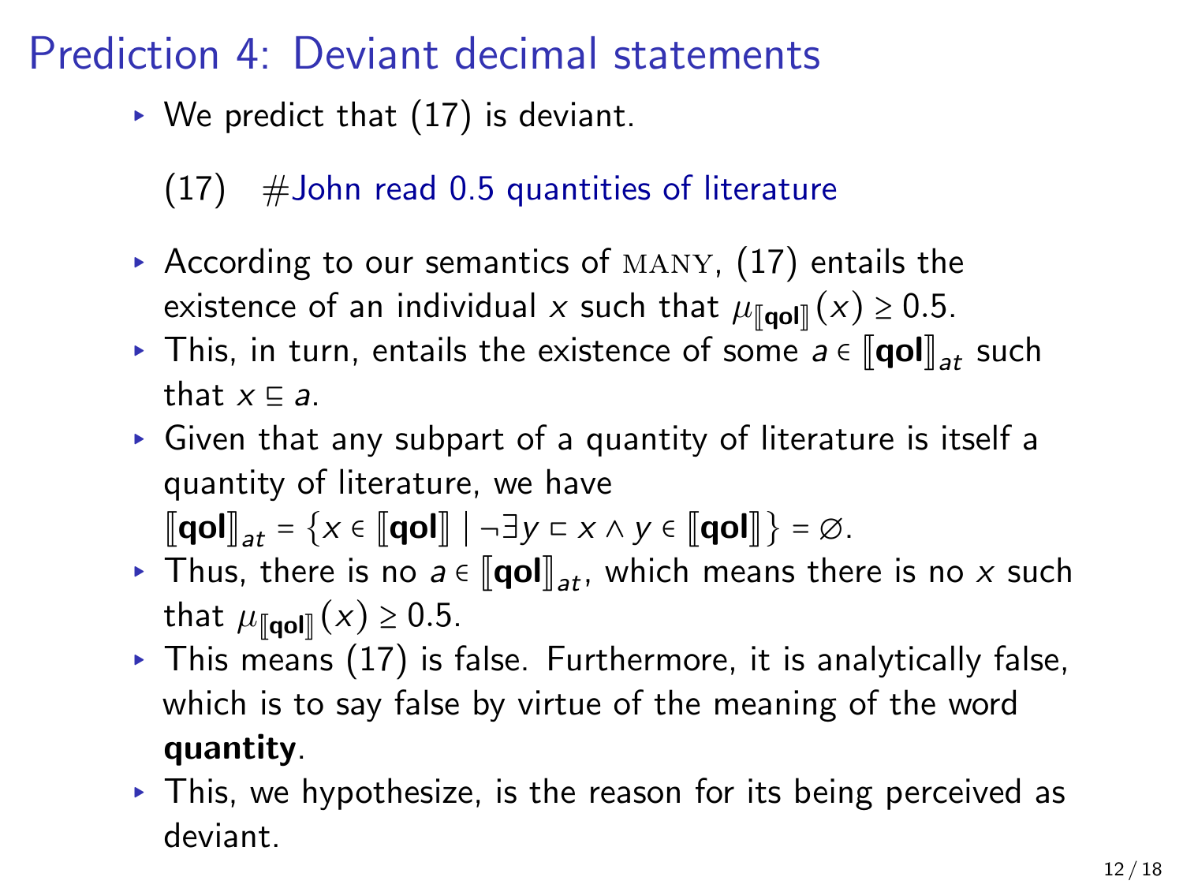# Prediction 4: Deviant decimal statements

- We predict that (17) is deviant.

  (17) #John read 0.5 quantities of literature

- According to our semantics of MANY, (17) entails the existence of an individual $x$ such that $\mu_{[\![\textbf{qol}]\!]}(x) \geq 0.5$.
- This, in turn, entails the existence of some $a \in [\![\textbf{qol}]\!]_{at}$ such that $x \sqsubseteq a$.
- Given that any subpart of a quantity of literature is itself a quantity of literature, we have $[\![\textbf{qol}]\!]_{at} = \{x \in [\![\textbf{qol}]\!] \mid \neg \exists y \sqsubset x \wedge y \in [\![\textbf{qol}]\!]\} = \varnothing$.
- Thus, there is no $a \in [\![\textbf{qol}]\!]_{at}$, which means there is no $x$ such that $\mu_{[\![\textbf{qol}]\!]}(x) \geq 0.5$.
- This means (17) is false. Furthermore, it is analytically false, which is to say false by virtue of the meaning of the word **quantity**.
- This, we hypothesize, is the reason for its being perceived as deviant.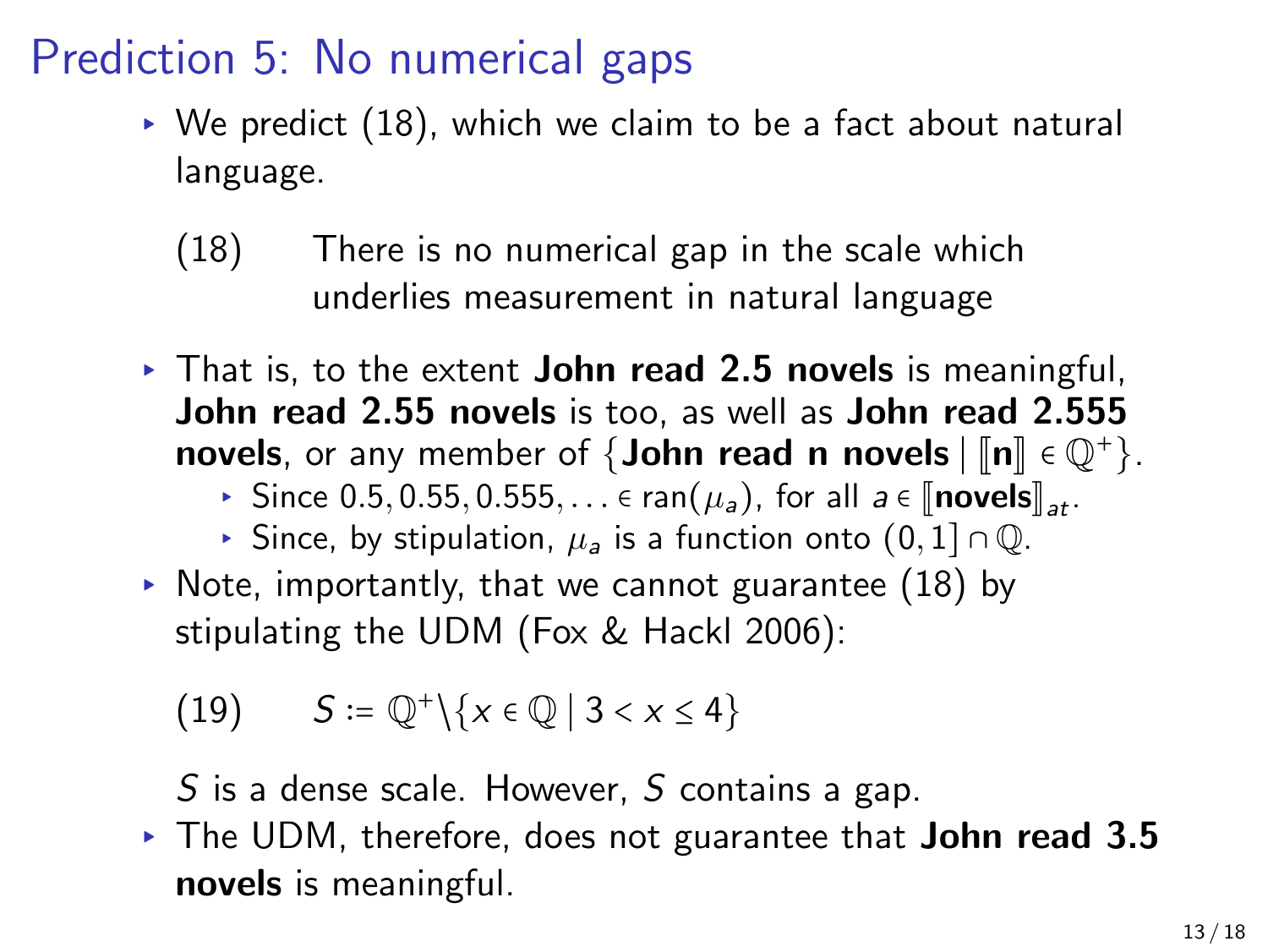# Prediction 5: No numerical gaps

- We predict (18), which we claim to be a fact about natural language.

  (18) There is no numerical gap in the scale which underlies measurement in natural language

- That is, to the extent **John read 2.5 novels** is meaningful, **John read 2.55 novels** is too, as well as **John read 2.555 novels**, or any member of $\{$**John read n novels** $\mid [\![\mathbf{n}]\!] \in \mathbb{Q}^{+}\}$.
  - Since $0.5, 0.55, 0.555, \ldots \in \text{ran}(\mu_a)$, for all $a \in [\![\mathbf{novels}]\!]_{at}$.
  - Since, by stipulation, $\mu_a$ is a function onto $(0,1] \cap \mathbb{Q}$.
- Note, importantly, that we cannot guarantee (18) by stipulating the UDM (Fox & Hackl 2006):

  (19) $S := \mathbb{Q}^{+} \backslash \{x \in \mathbb{Q} \mid 3 < x \leq 4\}$

  $S$ is a dense scale. However, $S$ contains a gap.
- The UDM, therefore, does not guarantee that **John read 3.5 novels** is meaningful.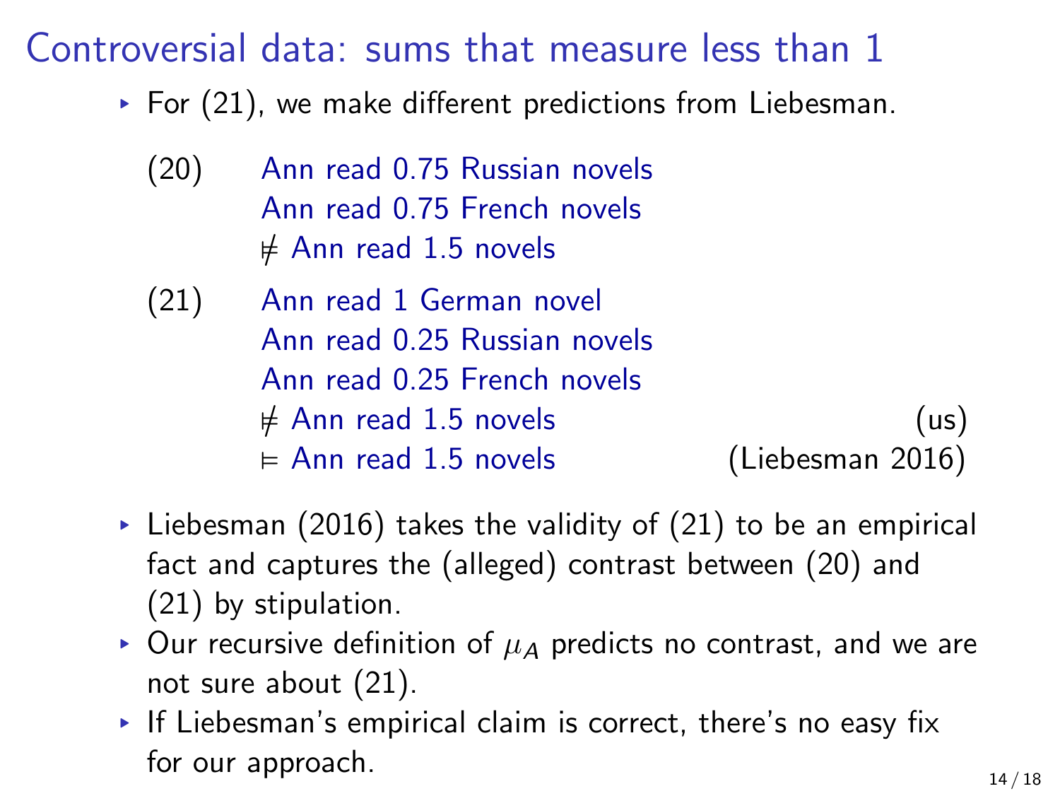# Controversial data: sums that measure less than 1

- For (21), we make different predictions from Liebesman.

(20) Ann read 0.75 Russian novels
Ann read 0.75 French novels
$\not\models$ Ann read 1.5 novels

(21) Ann read 1 German novel
Ann read 0.25 Russian novels
Ann read 0.25 French novels
$\not\models$ Ann read 1.5 novels (us)
$\models$ Ann read 1.5 novels (Liebesman 2016)

- Liebesman (2016) takes the validity of (21) to be an empirical fact and captures the (alleged) contrast between (20) and (21) by stipulation.
- Our recursive definition of $\mu_A$ predicts no contrast, and we are not sure about (21).
- If Liebesman's empirical claim is correct, there's no easy fix for our approach.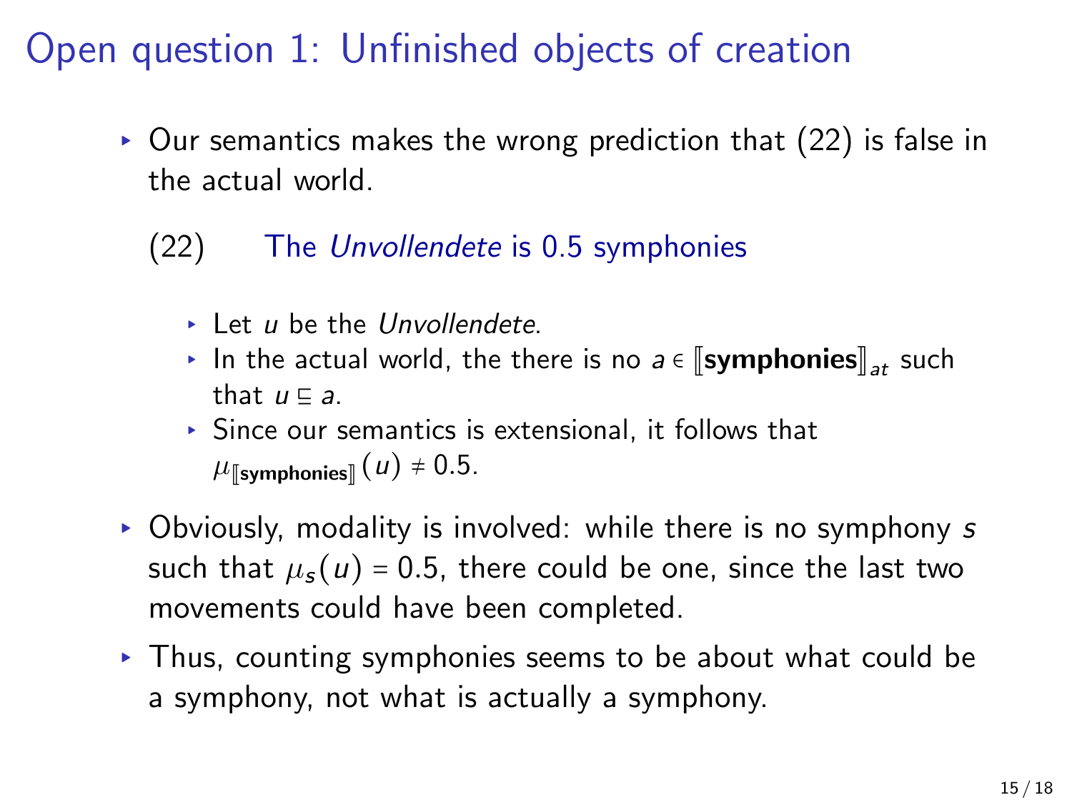# Open question 1: Unfinished objects of creation

- Our semantics makes the wrong prediction that (22) is false in the actual world.

  (22) The *Unvollendete* is 0.5 symphonies

  - Let $u$ be the *Unvollendete*.
  - In the actual world, the there is no $a \in [\![\textbf{symphonies}]\!]_{at}$ such that $u \sqsubseteq a$.
  - Since our semantics is extensional, it follows that $\mu_{[\![\textbf{symphonies}]\!]}(u) \neq 0.5$.

- Obviously, modality is involved: while there is no symphony $s$ such that $\mu_s(u) = 0.5$, there could be one, since the last two movements could have been completed.
- Thus, counting symphonies seems to be about what could be a symphony, not what is actually a symphony.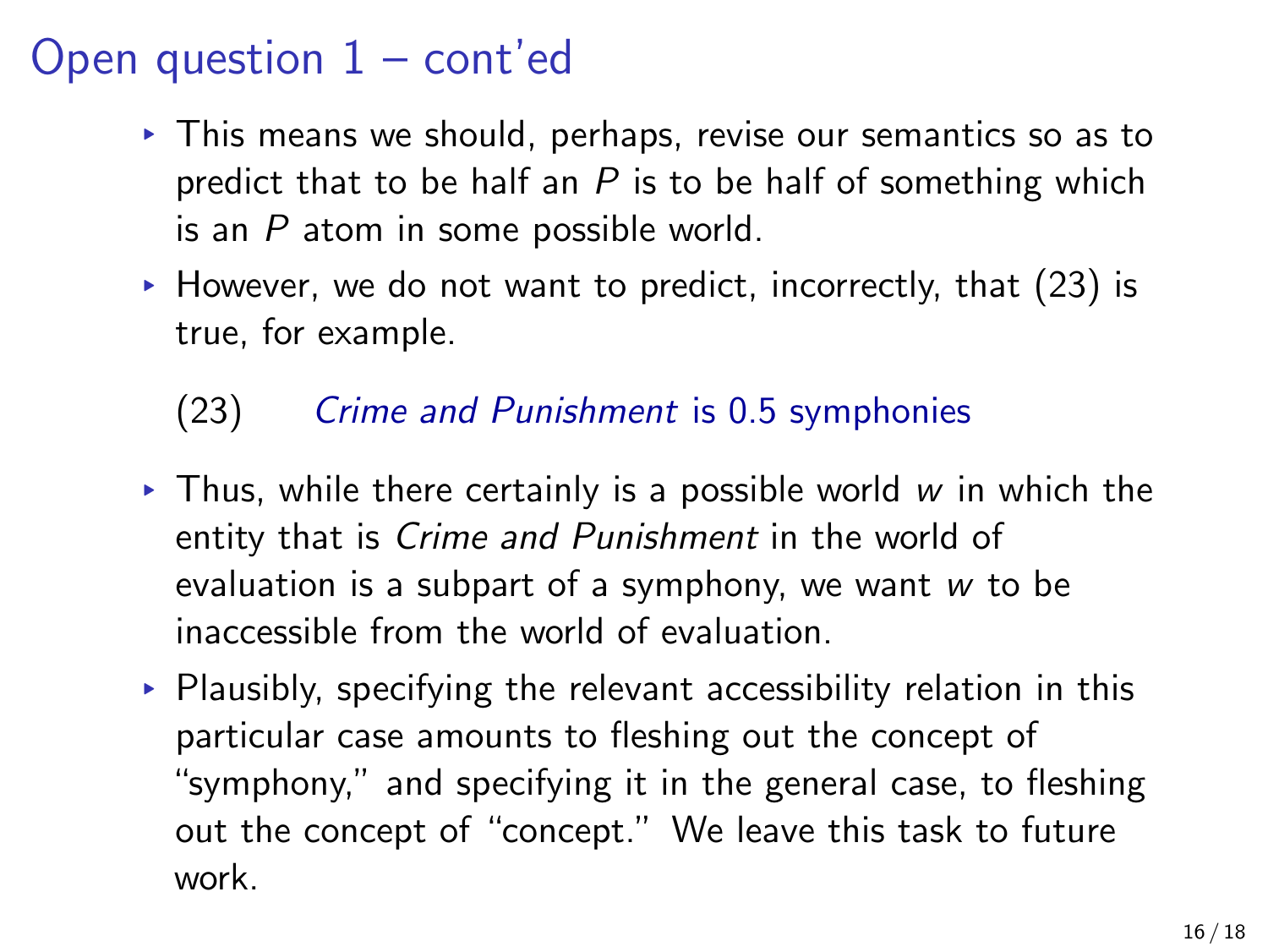# Open question 1 – cont'd

- This means we should, perhaps, revise our semantics so as to predict that to be half an *P* is to be half of something which is an *P* atom in some possible world.
- However, we do not want to predict, incorrectly, that (23) is true, for example.

(23) *Crime and Punishment* is 0.5 symphonies

- Thus, while there certainly is a possible world *w* in which the entity that is *Crime and Punishment* in the world of evaluation is a subpart of a symphony, we want *w* to be inaccessible from the world of evaluation.
- Plausibly, specifying the relevant accessibility relation in this particular case amounts to fleshing out the concept of "symphony," and specifying it in the general case, to fleshing out the concept of "concept." We leave this task to future work.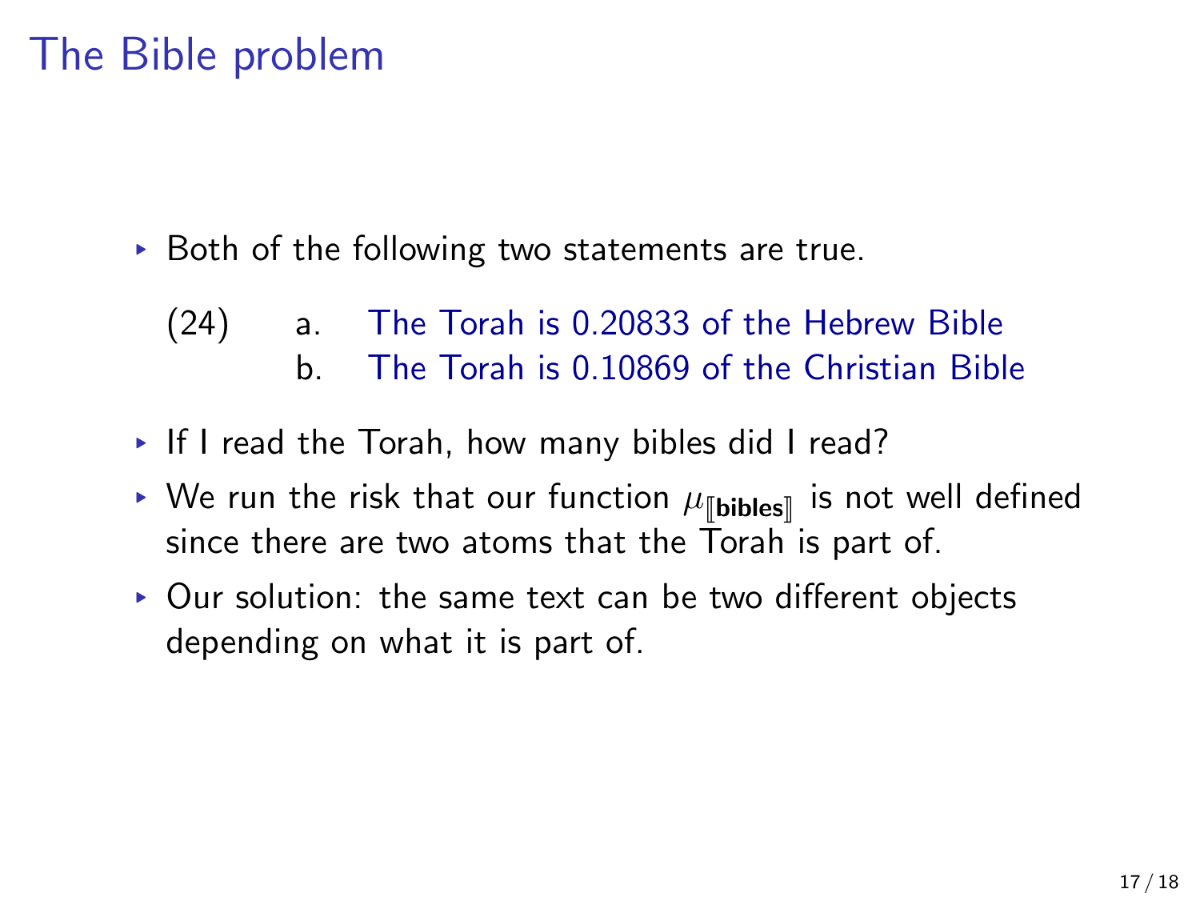# The Bible problem

- Both of the following two statements are true.

  (24) a. The Torah is 0.20833 of the Hebrew Bible
       b. The Torah is 0.10869 of the Christian Bible

- If I read the Torah, how many bibles did I read?
- We run the risk that our function $\mu_{[\![\textbf{bibles}]\!]}$ is not well defined since there are two atoms that the Torah is part of.
- Our solution: the same text can be two different objects depending on what it is part of.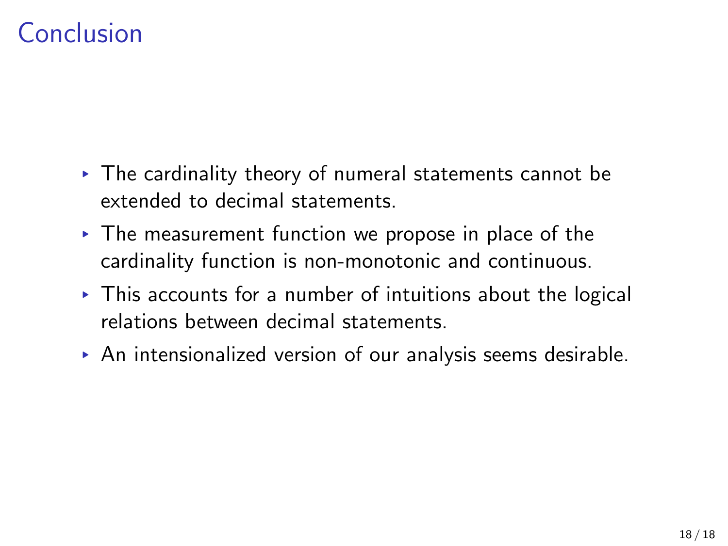# Conclusion

- The cardinality theory of numeral statements cannot be extended to decimal statements.
- The measurement function we propose in place of the cardinality function is non-monotonic and continuous.
- This accounts for a number of intuitions about the logical relations between decimal statements.
- An intensionalized version of our analysis seems desirable.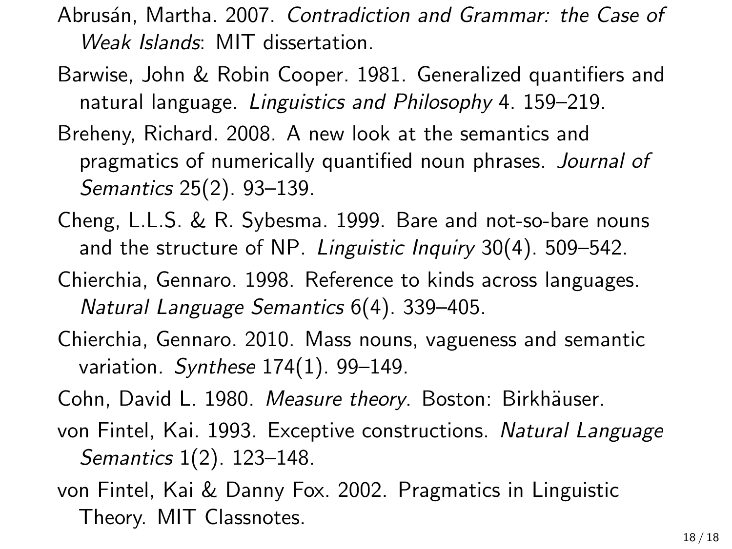Abrusán, Martha. 2007. *Contradiction and Grammar: the Case of Weak Islands*: MIT dissertation.

Barwise, John & Robin Cooper. 1981. Generalized quantifiers and natural language. *Linguistics and Philosophy* 4. 159–219.

Breheny, Richard. 2008. A new look at the semantics and pragmatics of numerically quantified noun phrases. *Journal of Semantics* 25(2). 93–139.

Cheng, L.L.S. & R. Sybesma. 1999. Bare and not-so-bare nouns and the structure of NP. *Linguistic Inquiry* 30(4). 509–542.

Chierchia, Gennaro. 1998. Reference to kinds across languages. *Natural Language Semantics* 6(4). 339–405.

Chierchia, Gennaro. 2010. Mass nouns, vagueness and semantic variation. *Synthese* 174(1). 99–149.

Cohn, David L. 1980. *Measure theory*. Boston: Birkhäuser.

von Fintel, Kai. 1993. Exceptive constructions. *Natural Language Semantics* 1(2). 123–148.

von Fintel, Kai & Danny Fox. 2002. Pragmatics in Linguistic Theory. MIT Classnotes.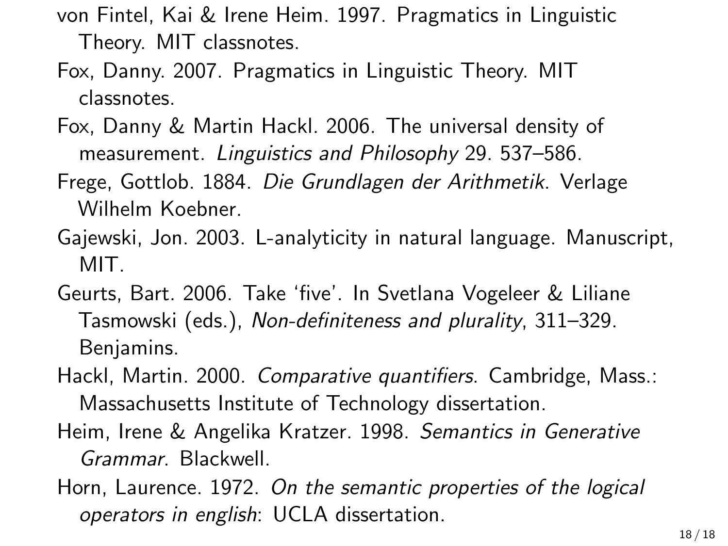von Fintel, Kai & Irene Heim. 1997. Pragmatics in Linguistic Theory. MIT classnotes.

Fox, Danny. 2007. Pragmatics in Linguistic Theory. MIT classnotes.

Fox, Danny & Martin Hackl. 2006. The universal density of measurement. *Linguistics and Philosophy* 29. 537–586.

Frege, Gottlob. 1884. *Die Grundlagen der Arithmetik*. Verlage Wilhelm Koebner.

Gajewski, Jon. 2003. L-analyticity in natural language. Manuscript, MIT.

Geurts, Bart. 2006. Take 'five'. In Svetlana Vogeleer & Liliane Tasmowski (eds.), *Non-definiteness and plurality*, 311–329. Benjamins.

Hackl, Martin. 2000. *Comparative quantifiers*. Cambridge, Mass.: Massachusetts Institute of Technology dissertation.

Heim, Irene & Angelika Kratzer. 1998. *Semantics in Generative Grammar*. Blackwell.

Horn, Laurence. 1972. *On the semantic properties of the logical operators in english*: UCLA dissertation.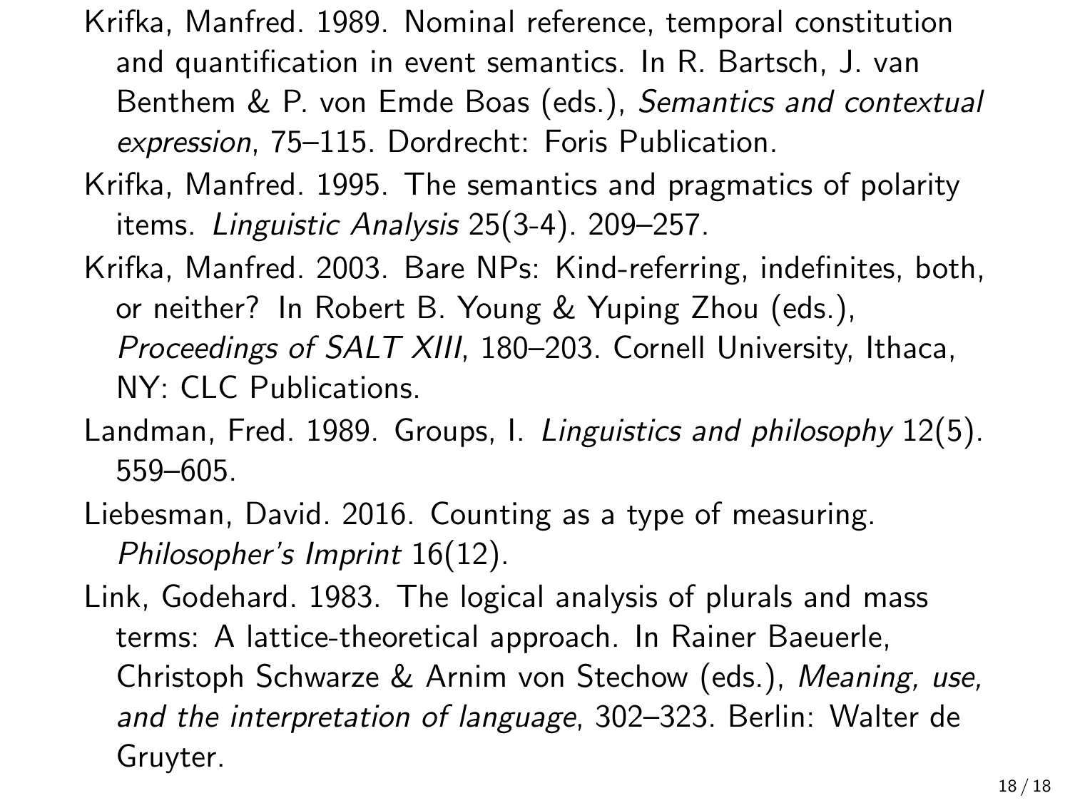Krifka, Manfred. 1989. Nominal reference, temporal constitution and quantification in event semantics. In R. Bartsch, J. van Benthem & P. von Emde Boas (eds.), *Semantics and contextual expression*, 75–115. Dordrecht: Foris Publication.

Krifka, Manfred. 1995. The semantics and pragmatics of polarity items. *Linguistic Analysis* 25(3-4). 209–257.

Krifka, Manfred. 2003. Bare NPs: Kind-referring, indefinites, both, or neither? In Robert B. Young & Yuping Zhou (eds.), *Proceedings of SALT XIII*, 180–203. Cornell University, Ithaca, NY: CLC Publications.

Landman, Fred. 1989. Groups, I. *Linguistics and philosophy* 12(5). 559–605.

Liebesman, David. 2016. Counting as a type of measuring. *Philosopher's Imprint* 16(12).

Link, Godehard. 1983. The logical analysis of plurals and mass terms: A lattice-theoretical approach. In Rainer Baeuerle, Christoph Schwarze & Arnim von Stechow (eds.), *Meaning, use, and the interpretation of language*, 302–323. Berlin: Walter de Gruyter.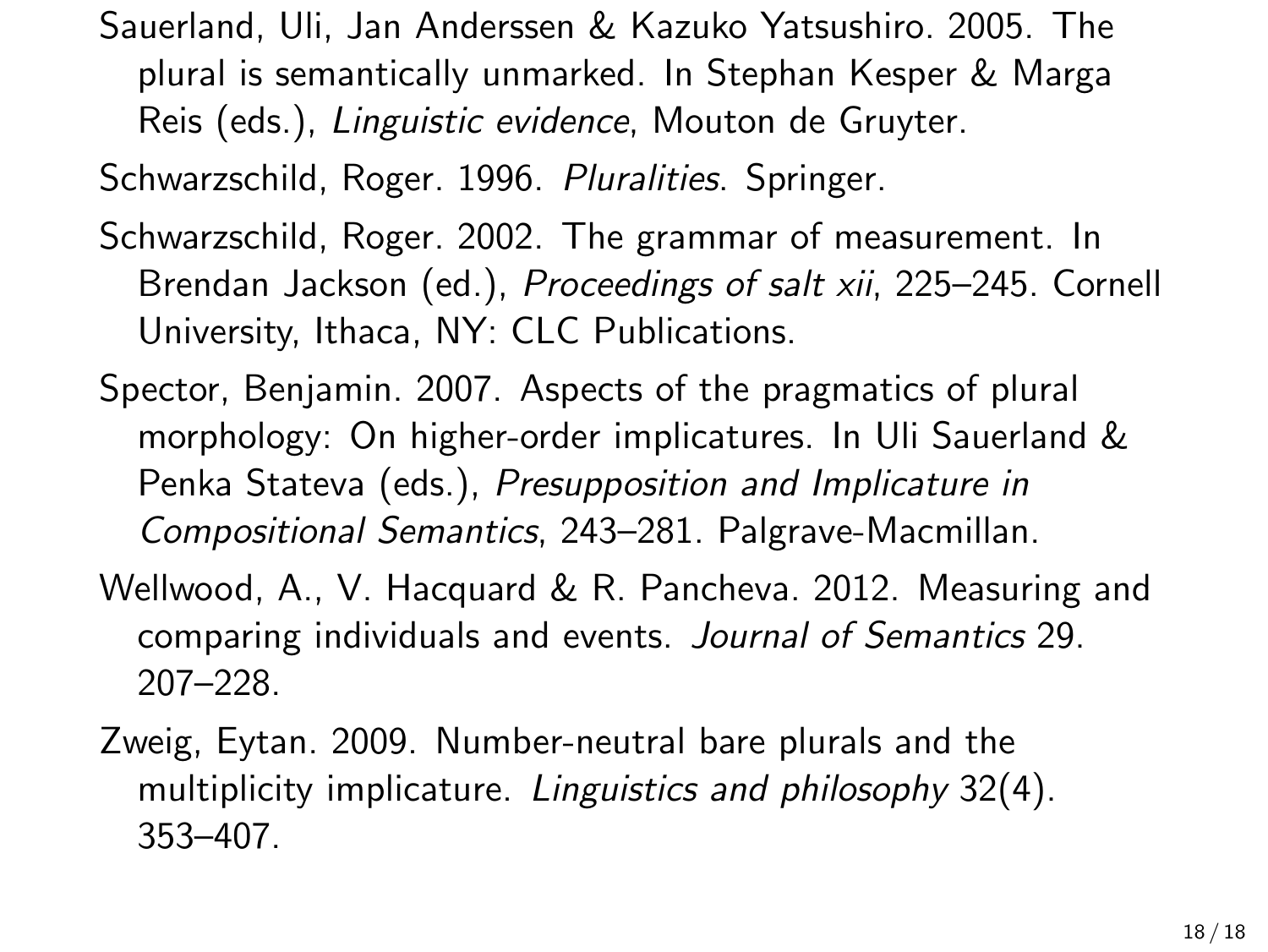Sauerland, Uli, Jan Anderssen & Kazuko Yatsushiro. 2005. The plural is semantically unmarked. In Stephan Kesper & Marga Reis (eds.), *Linguistic evidence*, Mouton de Gruyter.

Schwarzschild, Roger. 1996. *Pluralities*. Springer.

Schwarzschild, Roger. 2002. The grammar of measurement. In Brendan Jackson (ed.), *Proceedings of salt xii*, 225–245. Cornell University, Ithaca, NY: CLC Publications.

Spector, Benjamin. 2007. Aspects of the pragmatics of plural morphology: On higher-order implicatures. In Uli Sauerland & Penka Stateva (eds.), *Presupposition and Implicature in Compositional Semantics*, 243–281. Palgrave-Macmillan.

Wellwood, A., V. Hacquard & R. Pancheva. 2012. Measuring and comparing individuals and events. *Journal of Semantics* 29. 207–228.

Zweig, Eytan. 2009. Number-neutral bare plurals and the multiplicity implicature. *Linguistics and philosophy* 32(4). 353–407.